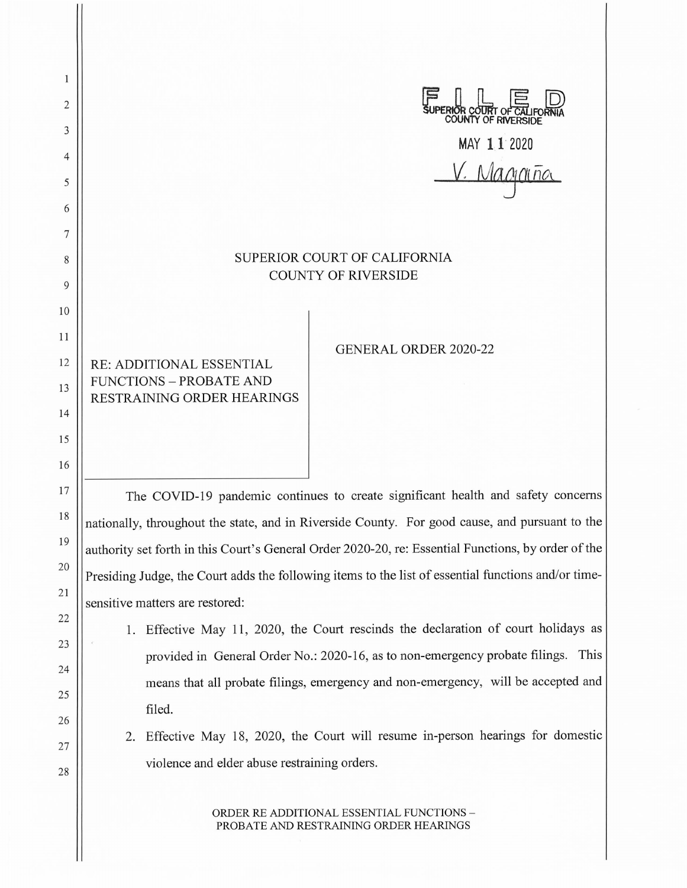FILED
SUPERIOR COURT OF CALIFORNIA
COUNTY OF RIVERSIDE

MAY 11 2020

V. Magaña

# SUPERIOR COURT OF CALIFORNIA
# COUNTY OF RIVERSIDE

RE: ADDITIONAL ESSENTIAL FUNCTIONS – PROBATE AND RESTRAINING ORDER HEARINGS

GENERAL ORDER 2020-22

The COVID-19 pandemic continues to create significant health and safety concerns nationally, throughout the state, and in Riverside County. For good cause, and pursuant to the authority set forth in this Court's General Order 2020-20, re: Essential Functions, by order of the Presiding Judge, the Court adds the following items to the list of essential functions and/or time-sensitive matters are restored:

1. Effective May 11, 2020, the Court rescinds the declaration of court holidays as provided in General Order No.: 2020-16, as to non-emergency probate filings. This means that all probate filings, emergency and non-emergency, will be accepted and filed.
2. Effective May 18, 2020, the Court will resume in-person hearings for domestic violence and elder abuse restraining orders.

ORDER RE ADDITIONAL ESSENTIAL FUNCTIONS – PROBATE AND RESTRAINING ORDER HEARINGS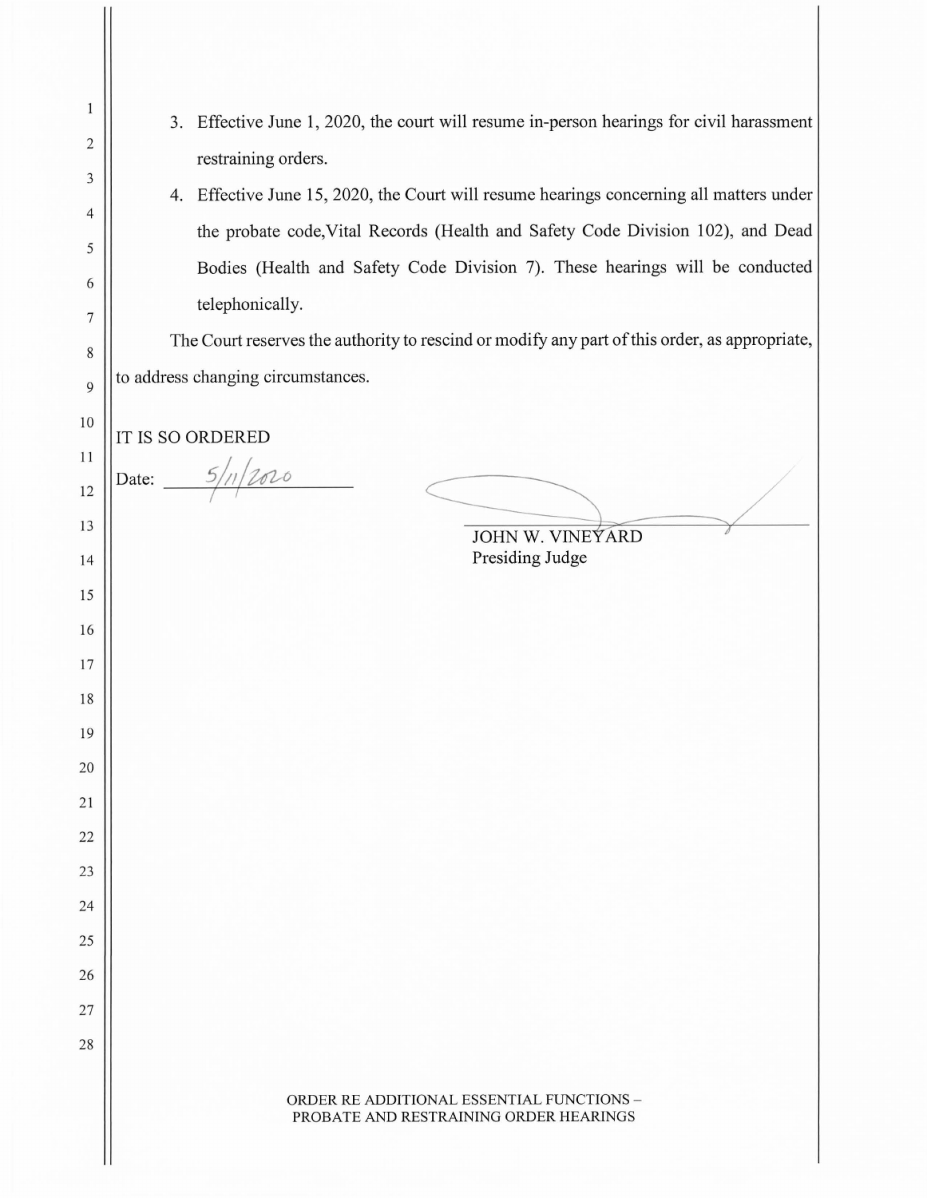3. Effective June 1, 2020, the court will resume in-person hearings for civil harassment restraining orders.
4. Effective June 15, 2020, the Court will resume hearings concerning all matters under the probate code,Vital Records (Health and Safety Code Division 102), and Dead Bodies (Health and Safety Code Division 7). These hearings will be conducted telephonically.

The Court reserves the authority to rescind or modify any part of this order, as appropriate, to address changing circumstances.

IT IS SO ORDERED

Date: 5/11/2020

JOHN W. VINEYARD
Presiding Judge

ORDER RE ADDITIONAL ESSENTIAL FUNCTIONS – PROBATE AND RESTRAINING ORDER HEARINGS